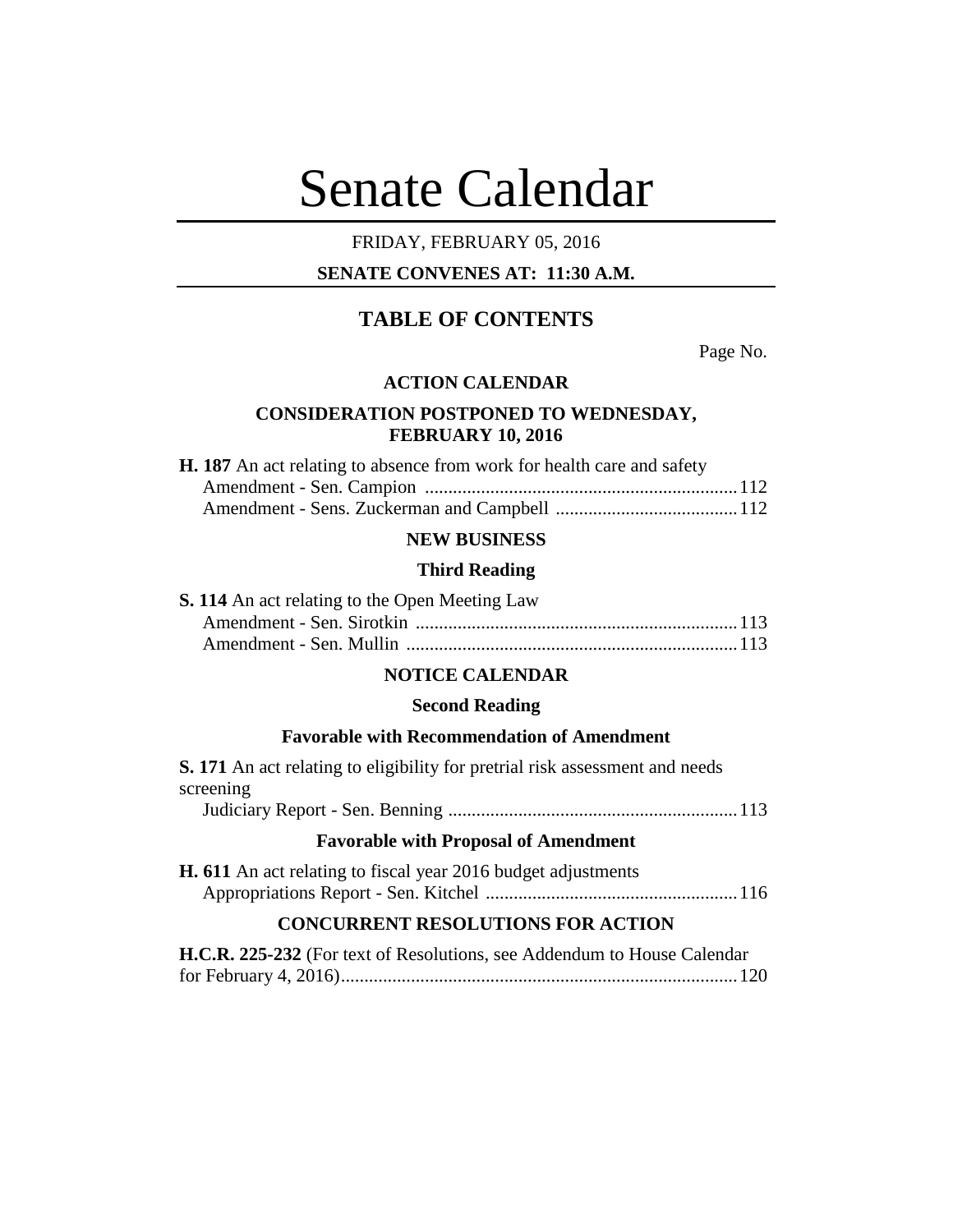# Senate Calendar

FRIDAY, FEBRUARY 05, 2016

**SENATE CONVENES AT: 11:30 A.M.**

## TABLE OF CONTENTS

Page No.

### ACTION CALENDAR

### CONSIDERATION POSTPONED TO WEDNESDAY, FEBRUARY 10, 2016

**H. 187** An act relating to absence from work for health care and safety
Amendment - Sen. Campion ...................................................................112
Amendment - Sens. Zuckerman and Campbell .......................................112

### NEW BUSINESS

#### Third Reading

**S. 114** An act relating to the Open Meeting Law
Amendment - Sen. Sirotkin .....................................................................113
Amendment - Sen. Mullin .......................................................................113

### NOTICE CALENDAR

#### Second Reading

#### Favorable with Recommendation of Amendment

**S. 171** An act relating to eligibility for pretrial risk assessment and needs screening
Judiciary Report - Sen. Benning ..............................................................113

#### Favorable with Proposal of Amendment

**H. 611** An act relating to fiscal year 2016 budget adjustments
Appropriations Report - Sen. Kitchel ......................................................116

### CONCURRENT RESOLUTIONS FOR ACTION

**H.C.R. 225-232** (For text of Resolutions, see Addendum to House Calendar for February 4, 2016).....................................................................................120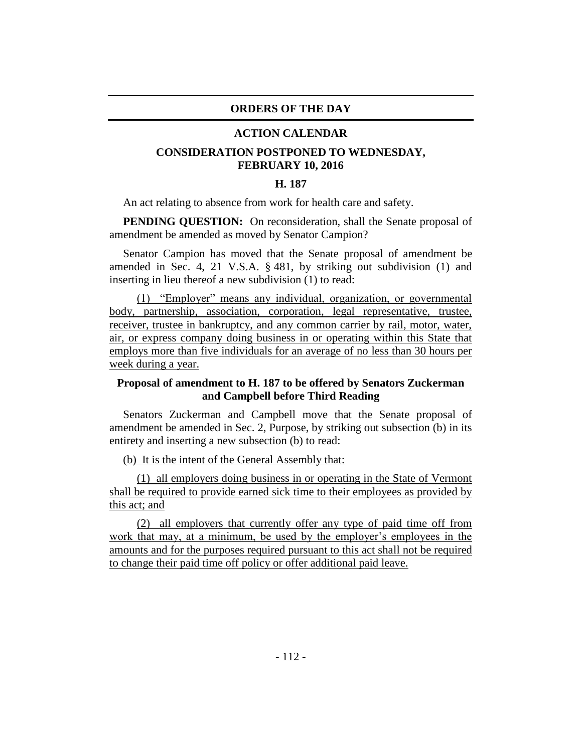## ORDERS OF THE DAY

### ACTION CALENDAR

### CONSIDERATION POSTPONED TO WEDNESDAY, FEBRUARY 10, 2016

### H. 187

An act relating to absence from work for health care and safety.

**PENDING QUESTION:** On reconsideration, shall the Senate proposal of amendment be amended as moved by Senator Campion?

Senator Campion has moved that the Senate proposal of amendment be amended in Sec. 4, 21 V.S.A. § 481, by striking out subdivision (1) and inserting in lieu thereof a new subdivision (1) to read:

(1) "Employer" means any individual, organization, or governmental body, partnership, association, corporation, legal representative, trustee, receiver, trustee in bankruptcy, and any common carrier by rail, motor, water, air, or express company doing business in or operating within this State that employs more than five individuals for an average of no less than 30 hours per week during a year.

### Proposal of amendment to H. 187 to be offered by Senators Zuckerman and Campbell before Third Reading

Senators Zuckerman and Campbell move that the Senate proposal of amendment be amended in Sec. 2, Purpose, by striking out subsection (b) in its entirety and inserting a new subsection (b) to read:

(b) It is the intent of the General Assembly that:

(1) all employers doing business in or operating in the State of Vermont shall be required to provide earned sick time to their employees as provided by this act; and

(2) all employers that currently offer any type of paid time off from work that may, at a minimum, be used by the employer's employees in the amounts and for the purposes required pursuant to this act shall not be required to change their paid time off policy or offer additional paid leave.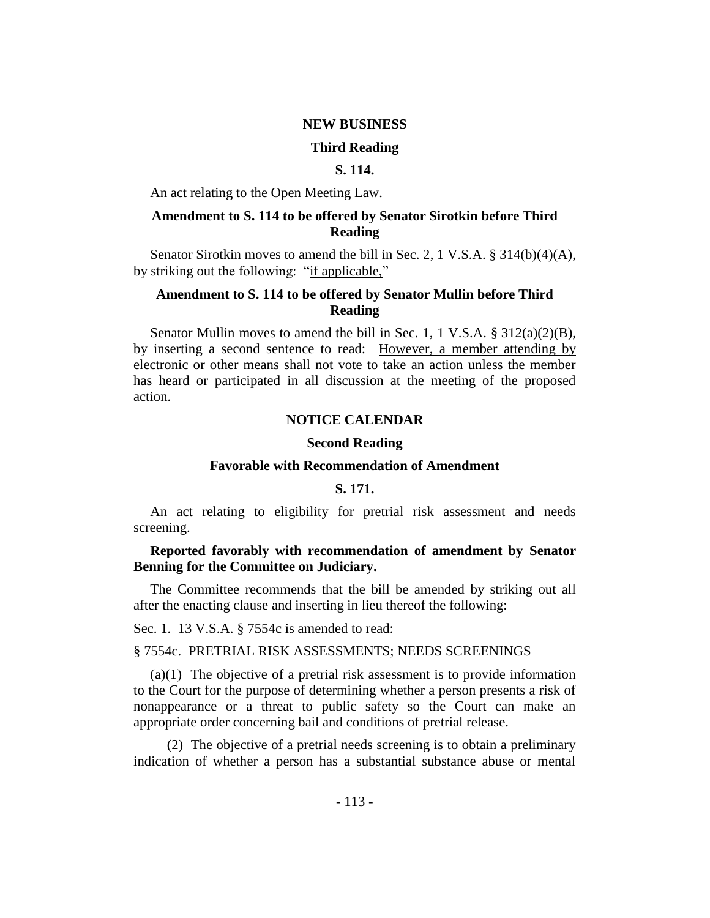## NEW BUSINESS

### Third Reading

### S. 114.

An act relating to the Open Meeting Law.

### Amendment to S. 114 to be offered by Senator Sirotkin before Third Reading

Senator Sirotkin moves to amend the bill in Sec. 2, 1 V.S.A. § 314(b)(4)(A), by striking out the following: "if applicable,"

### Amendment to S. 114 to be offered by Senator Mullin before Third Reading

Senator Mullin moves to amend the bill in Sec. 1, 1 V.S.A. § 312(a)(2)(B), by inserting a second sentence to read: However, a member attending by electronic or other means shall not vote to take an action unless the member has heard or participated in all discussion at the meeting of the proposed action.

## NOTICE CALENDAR

### Second Reading

### Favorable with Recommendation of Amendment

### S. 171.

An act relating to eligibility for pretrial risk assessment and needs screening.

**Reported favorably with recommendation of amendment by Senator Benning for the Committee on Judiciary.**

The Committee recommends that the bill be amended by striking out all after the enacting clause and inserting in lieu thereof the following:

Sec. 1. 13 V.S.A. § 7554c is amended to read:

§ 7554c. PRETRIAL RISK ASSESSMENTS; NEEDS SCREENINGS

(a)(1) The objective of a pretrial risk assessment is to provide information to the Court for the purpose of determining whether a person presents a risk of nonappearance or a threat to public safety so the Court can make an appropriate order concerning bail and conditions of pretrial release.

(2) The objective of a pretrial needs screening is to obtain a preliminary indication of whether a person has a substantial substance abuse or mental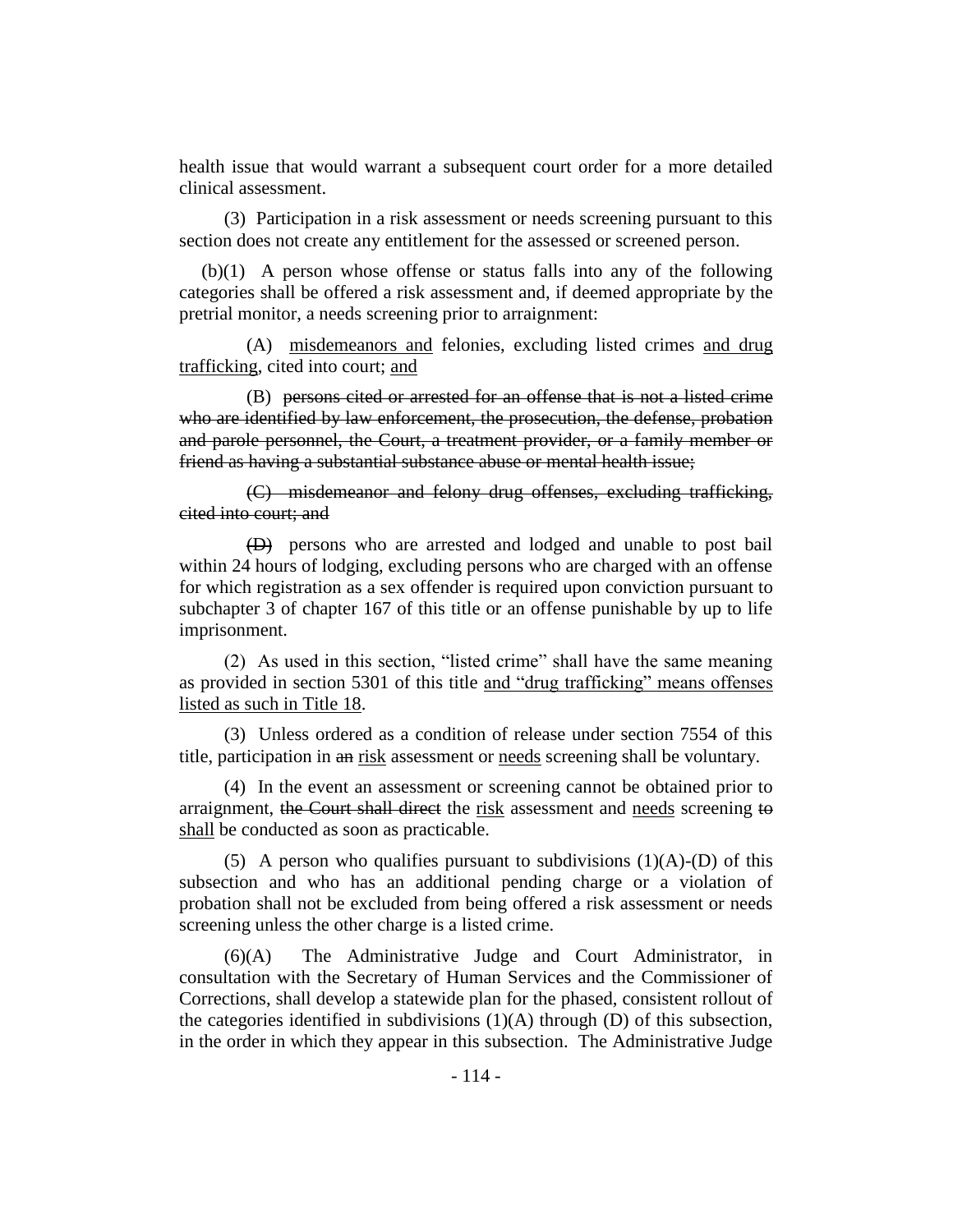health issue that would warrant a subsequent court order for a more detailed clinical assessment.

(3) Participation in a risk assessment or needs screening pursuant to this section does not create any entitlement for the assessed or screened person.

(b)(1) A person whose offense or status falls into any of the following categories shall be offered a risk assessment and, if deemed appropriate by the pretrial monitor, a needs screening prior to arraignment:

(A) <u>misdemeanors and</u> felonies, excluding listed crimes <u>and drug trafficking</u>, cited into court; <u>and</u>

(B) ~~persons cited or arrested for an offense that is not a listed crime who are identified by law enforcement, the prosecution, the defense, probation and parole personnel, the Court, a treatment provider, or a family member or friend as having a substantial substance abuse or mental health issue;~~

~~(C) misdemeanor and felony drug offenses, excluding trafficking, cited into court; and~~

~~(D)~~ persons who are arrested and lodged and unable to post bail within 24 hours of lodging, excluding persons who are charged with an offense for which registration as a sex offender is required upon conviction pursuant to subchapter 3 of chapter 167 of this title or an offense punishable by up to life imprisonment.

(2) As used in this section, "listed crime" shall have the same meaning as provided in section 5301 of this title <u>and "drug trafficking" means offenses listed as such in Title 18</u>.

(3) Unless ordered as a condition of release under section 7554 of this title, participation in ~~an~~ <u>risk</u> assessment or <u>needs</u> screening shall be voluntary.

(4) In the event an assessment or screening cannot be obtained prior to arraignment, ~~the Court shall direct~~ the <u>risk</u> assessment and <u>needs</u> screening ~~to~~ <u>shall</u> be conducted as soon as practicable.

(5) A person who qualifies pursuant to subdivisions (1)(A)-(D) of this subsection and who has an additional pending charge or a violation of probation shall not be excluded from being offered a risk assessment or needs screening unless the other charge is a listed crime.

(6)(A) The Administrative Judge and Court Administrator, in consultation with the Secretary of Human Services and the Commissioner of Corrections, shall develop a statewide plan for the phased, consistent rollout of the categories identified in subdivisions (1)(A) through (D) of this subsection, in the order in which they appear in this subsection. The Administrative Judge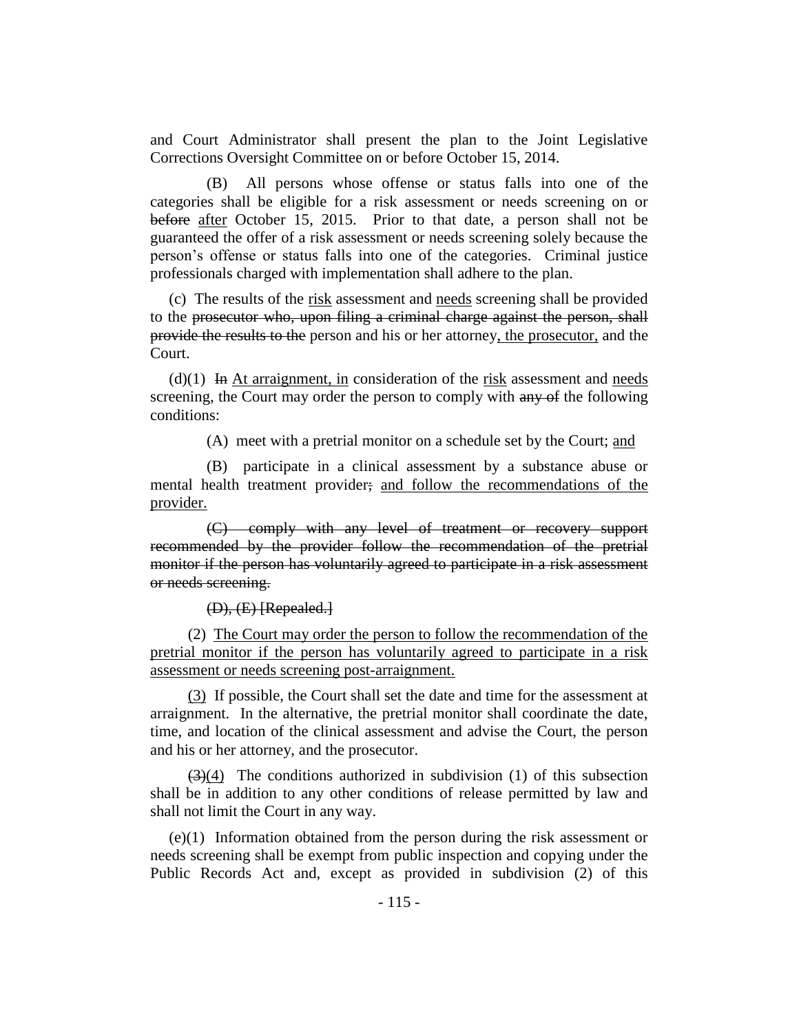and Court Administrator shall present the plan to the Joint Legislative Corrections Oversight Committee on or before October 15, 2014.

(B) All persons whose offense or status falls into one of the categories shall be eligible for a risk assessment or needs screening on or ~~before~~ <u>after</u> October 15, 2015. Prior to that date, a person shall not be guaranteed the offer of a risk assessment or needs screening solely because the person's offense or status falls into one of the categories. Criminal justice professionals charged with implementation shall adhere to the plan.

(c) The results of the <u>risk</u> assessment and <u>needs</u> screening shall be provided to the ~~prosecutor who, upon filing a criminal charge against the person, shall provide the results to the~~ person and his or her attorney<u>, the prosecutor,</u> and the Court.

(d)(1) ~~In~~ <u>At arraignment, in</u> consideration of the <u>risk</u> assessment and <u>needs</u> screening, the Court may order the person to comply with ~~any of~~ the following conditions:

(A) meet with a pretrial monitor on a schedule set by the Court; <u>and</u>

(B) participate in a clinical assessment by a substance abuse or mental health treatment provider~~;~~ <u>and follow the recommendations of the provider.</u>

~~(C) comply with any level of treatment or recovery support recommended by the provider follow the recommendation of the pretrial monitor if the person has voluntarily agreed to participate in a risk assessment or needs screening.~~

~~(D), (E) [Repealed.]~~

(2) <u>The Court may order the person to follow the recommendation of the pretrial monitor if the person has voluntarily agreed to participate in a risk assessment or needs screening post-arraignment.</u>

<u>(3)</u> If possible, the Court shall set the date and time for the assessment at arraignment. In the alternative, the pretrial monitor shall coordinate the date, time, and location of the clinical assessment and advise the Court, the person and his or her attorney, and the prosecutor.

~~(3)~~<u>(4)</u> The conditions authorized in subdivision (1) of this subsection shall be in addition to any other conditions of release permitted by law and shall not limit the Court in any way.

(e)(1) Information obtained from the person during the risk assessment or needs screening shall be exempt from public inspection and copying under the Public Records Act and, except as provided in subdivision (2) of this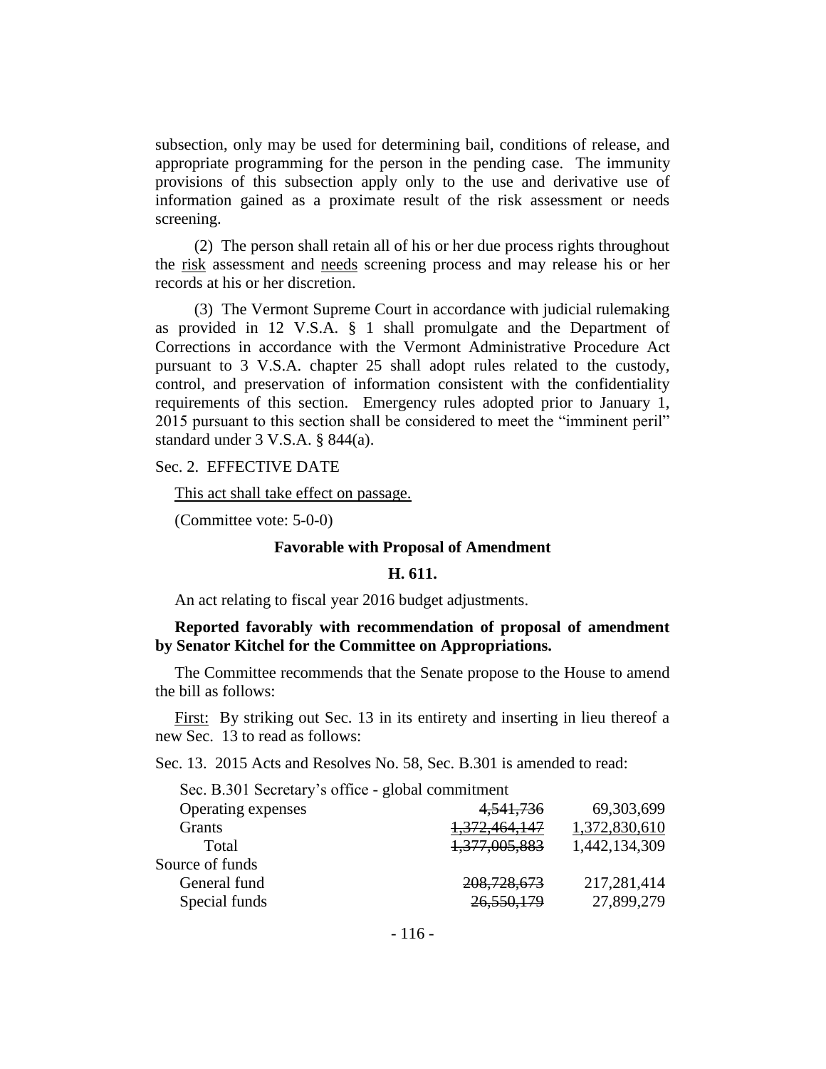subsection, only may be used for determining bail, conditions of release, and appropriate programming for the person in the pending case. The immunity provisions of this subsection apply only to the use and derivative use of information gained as a proximate result of the risk assessment or needs screening.

(2) The person shall retain all of his or her due process rights throughout the risk assessment and needs screening process and may release his or her records at his or her discretion.

(3) The Vermont Supreme Court in accordance with judicial rulemaking as provided in 12 V.S.A. § 1 shall promulgate and the Department of Corrections in accordance with the Vermont Administrative Procedure Act pursuant to 3 V.S.A. chapter 25 shall adopt rules related to the custody, control, and preservation of information consistent with the confidentiality requirements of this section. Emergency rules adopted prior to January 1, 2015 pursuant to this section shall be considered to meet the "imminent peril" standard under 3 V.S.A. § 844(a).

Sec. 2. EFFECTIVE DATE

This act shall take effect on passage.

(Committee vote: 5-0-0)

**Favorable with Proposal of Amendment**

**H. 611.**

An act relating to fiscal year 2016 budget adjustments.

**Reported favorably with recommendation of proposal of amendment by Senator Kitchel for the Committee on Appropriations.**

The Committee recommends that the Senate propose to the House to amend the bill as follows:

First: By striking out Sec. 13 in its entirety and inserting in lieu thereof a new Sec. 13 to read as follows:

Sec. 13. 2015 Acts and Resolves No. 58, Sec. B.301 is amended to read:

| Sec. B.301 Secretary's office - global commitment | | |
|---|---|---|
| Operating expenses | ~~4,541,736~~ | 69,303,699 |
| Grants | ~~1,372,464,147~~ | 1,372,830,610 |
| Total | ~~1,377,005,883~~ | 1,442,134,309 |
| Source of funds | | |
| General fund | ~~208,728,673~~ | 217,281,414 |
| Special funds | ~~26,550,179~~ | 27,899,279 |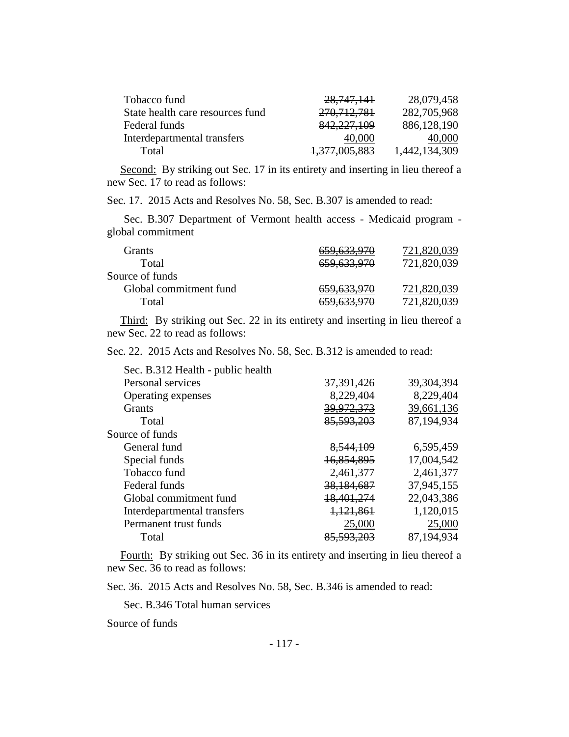| | | |
|---|---|---|
| Tobacco fund | ~~28,747,141~~ | 28,079,458 |
| State health care resources fund | ~~270,712,781~~ | 282,705,968 |
| Federal funds | ~~842,227,109~~ | 886,128,190 |
| Interdepartmental transfers | 40,000 | 40,000 |
| Total | ~~1,377,005,883~~ | 1,442,134,309 |

Second: By striking out Sec. 17 in its entirety and inserting in lieu thereof a new Sec. 17 to read as follows:

Sec. 17. 2015 Acts and Resolves No. 58, Sec. B.307 is amended to read:

Sec. B.307 Department of Vermont health access - Medicaid program - global commitment

| | | |
|---|---|---|
| Grants | ~~659,633,970~~ | 721,820,039 |
| Total | ~~659,633,970~~ | 721,820,039 |
| Source of funds | | |
| Global commitment fund | ~~659,633,970~~ | 721,820,039 |
| Total | ~~659,633,970~~ | 721,820,039 |

Third: By striking out Sec. 22 in its entirety and inserting in lieu thereof a new Sec. 22 to read as follows:

Sec. 22. 2015 Acts and Resolves No. 58, Sec. B.312 is amended to read:

| Sec. B.312 Health - public health | | |
|---|---|---|
| Personal services | ~~37,391,426~~ | 39,304,394 |
| Operating expenses | 8,229,404 | 8,229,404 |
| Grants | ~~39,972,373~~ | 39,661,136 |
| Total | ~~85,593,203~~ | 87,194,934 |
| Source of funds | | |
| General fund | ~~8,544,109~~ | 6,595,459 |
| Special funds | ~~16,854,895~~ | 17,004,542 |
| Tobacco fund | 2,461,377 | 2,461,377 |
| Federal funds | ~~38,184,687~~ | 37,945,155 |
| Global commitment fund | ~~18,401,274~~ | 22,043,386 |
| Interdepartmental transfers | ~~1,121,861~~ | 1,120,015 |
| Permanent trust funds | 25,000 | 25,000 |
| Total | ~~85,593,203~~ | 87,194,934 |

Fourth: By striking out Sec. 36 in its entirety and inserting in lieu thereof a new Sec. 36 to read as follows:

Sec. 36. 2015 Acts and Resolves No. 58, Sec. B.346 is amended to read:

Sec. B.346 Total human services

Source of funds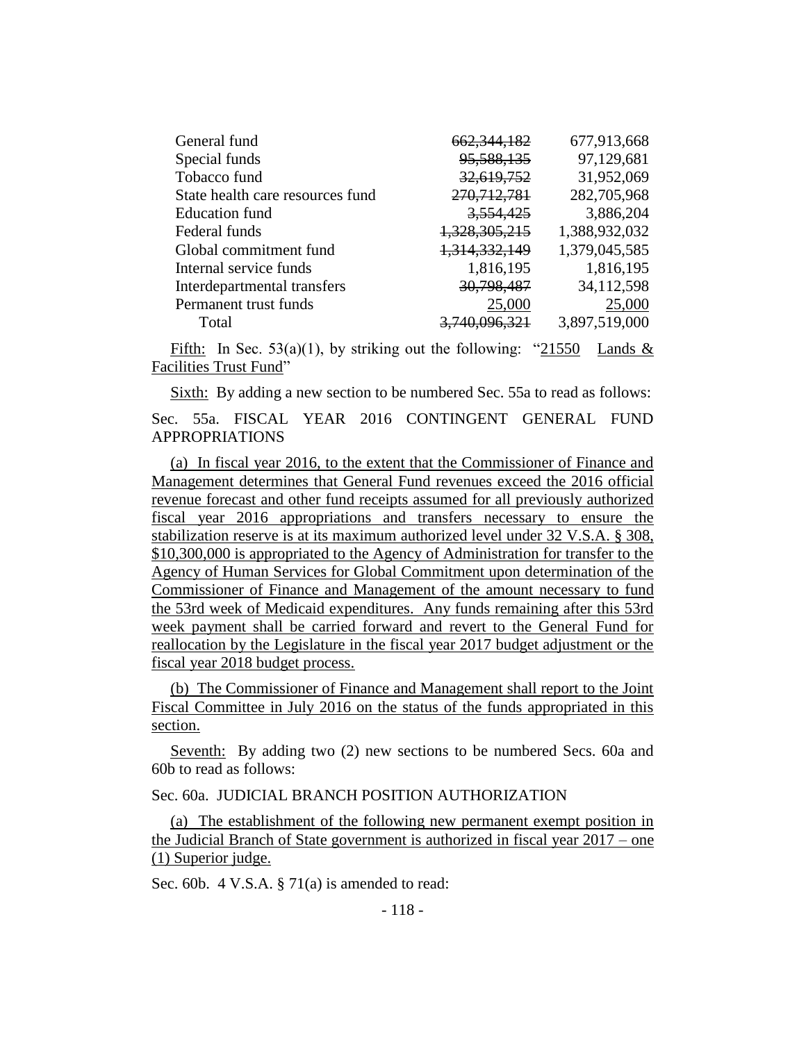| | | |
|---|---|---|
| General fund | ~~662,344,182~~ | 677,913,668 |
| Special funds | ~~95,588,135~~ | 97,129,681 |
| Tobacco fund | ~~32,619,752~~ | 31,952,069 |
| State health care resources fund | ~~270,712,781~~ | 282,705,968 |
| Education fund | ~~3,554,425~~ | 3,886,204 |
| Federal funds | ~~1,328,305,215~~ | 1,388,932,032 |
| Global commitment fund | ~~1,314,332,149~~ | 1,379,045,585 |
| Internal service funds | 1,816,195 | 1,816,195 |
| Interdepartmental transfers | ~~30,798,487~~ | 34,112,598 |
| Permanent trust funds | 25,000 | 25,000 |
| Total | ~~3,740,096,321~~ | 3,897,519,000 |

Fifth: In Sec. 53(a)(1), by striking out the following: "21550 Lands & Facilities Trust Fund"

Sixth: By adding a new section to be numbered Sec. 55a to read as follows:

Sec. 55a. FISCAL YEAR 2016 CONTINGENT GENERAL FUND APPROPRIATIONS

(a) In fiscal year 2016, to the extent that the Commissioner of Finance and Management determines that General Fund revenues exceed the 2016 official revenue forecast and other fund receipts assumed for all previously authorized fiscal year 2016 appropriations and transfers necessary to ensure the stabilization reserve is at its maximum authorized level under 32 V.S.A. § 308, $10,300,000 is appropriated to the Agency of Administration for transfer to the Agency of Human Services for Global Commitment upon determination of the Commissioner of Finance and Management of the amount necessary to fund the 53rd week of Medicaid expenditures. Any funds remaining after this 53rd week payment shall be carried forward and revert to the General Fund for reallocation by the Legislature in the fiscal year 2017 budget adjustment or the fiscal year 2018 budget process.

(b) The Commissioner of Finance and Management shall report to the Joint Fiscal Committee in July 2016 on the status of the funds appropriated in this section.

Seventh: By adding two (2) new sections to be numbered Secs. 60a and 60b to read as follows:

Sec. 60a. JUDICIAL BRANCH POSITION AUTHORIZATION

(a) The establishment of the following new permanent exempt position in the Judicial Branch of State government is authorized in fiscal year 2017 – one (1) Superior judge.

Sec. 60b. 4 V.S.A. § 71(a) is amended to read: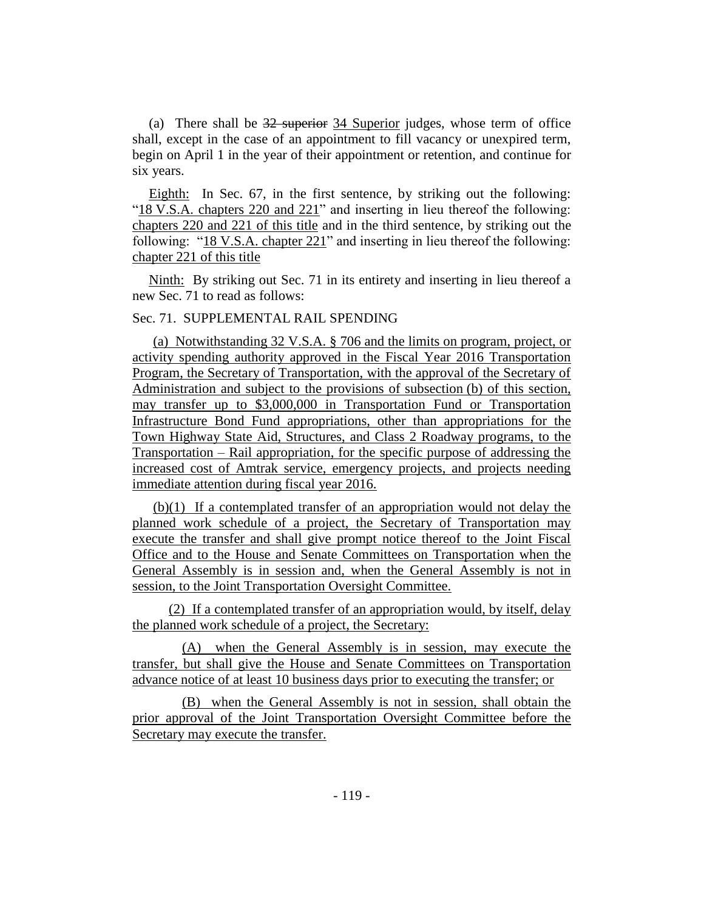(a) There shall be ~~32 superior~~ 34 Superior judges, whose term of office shall, except in the case of an appointment to fill vacancy or unexpired term, begin on April 1 in the year of their appointment or retention, and continue for six years.

Eighth: In Sec. 67, in the first sentence, by striking out the following: "18 V.S.A. chapters 220 and 221" and inserting in lieu thereof the following: chapters 220 and 221 of this title and in the third sentence, by striking out the following: "18 V.S.A. chapter 221" and inserting in lieu thereof the following: chapter 221 of this title

Ninth: By striking out Sec. 71 in its entirety and inserting in lieu thereof a new Sec. 71 to read as follows:

Sec. 71. SUPPLEMENTAL RAIL SPENDING

(a) Notwithstanding 32 V.S.A. § 706 and the limits on program, project, or activity spending authority approved in the Fiscal Year 2016 Transportation Program, the Secretary of Transportation, with the approval of the Secretary of Administration and subject to the provisions of subsection (b) of this section, may transfer up to $3,000,000 in Transportation Fund or Transportation Infrastructure Bond Fund appropriations, other than appropriations for the Town Highway State Aid, Structures, and Class 2 Roadway programs, to the Transportation – Rail appropriation, for the specific purpose of addressing the increased cost of Amtrak service, emergency projects, and projects needing immediate attention during fiscal year 2016.

(b)(1) If a contemplated transfer of an appropriation would not delay the planned work schedule of a project, the Secretary of Transportation may execute the transfer and shall give prompt notice thereof to the Joint Fiscal Office and to the House and Senate Committees on Transportation when the General Assembly is in session and, when the General Assembly is not in session, to the Joint Transportation Oversight Committee.

(2) If a contemplated transfer of an appropriation would, by itself, delay the planned work schedule of a project, the Secretary:

(A) when the General Assembly is in session, may execute the transfer, but shall give the House and Senate Committees on Transportation advance notice of at least 10 business days prior to executing the transfer; or

(B) when the General Assembly is not in session, shall obtain the prior approval of the Joint Transportation Oversight Committee before the Secretary may execute the transfer.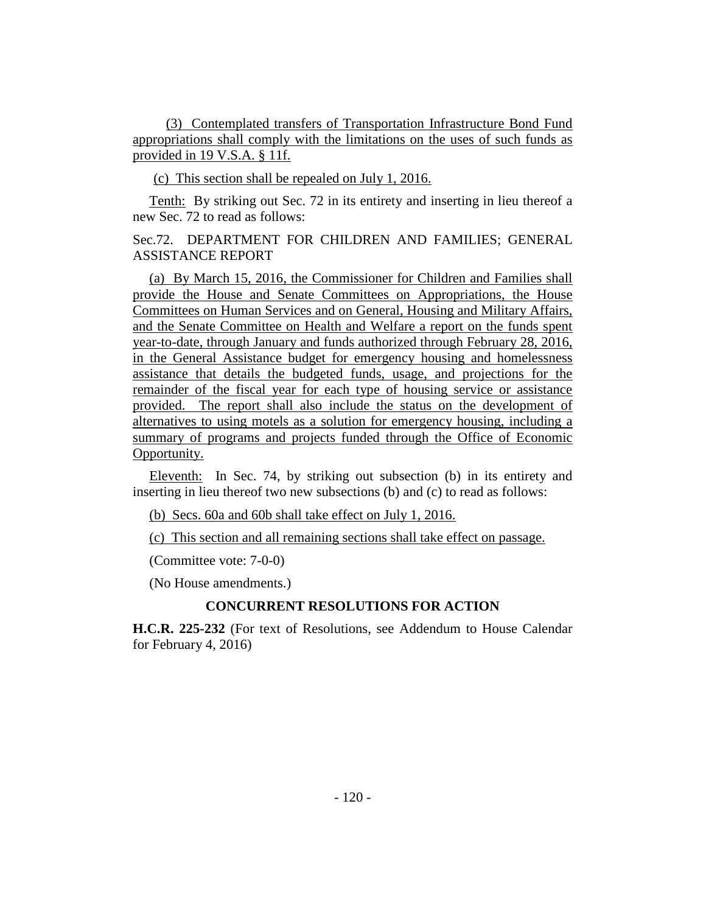(3) Contemplated transfers of Transportation Infrastructure Bond Fund appropriations shall comply with the limitations on the uses of such funds as provided in 19 V.S.A. § 11f.

(c) This section shall be repealed on July 1, 2016.

Tenth: By striking out Sec. 72 in its entirety and inserting in lieu thereof a new Sec. 72 to read as follows:

Sec.72. DEPARTMENT FOR CHILDREN AND FAMILIES; GENERAL ASSISTANCE REPORT

(a) By March 15, 2016, the Commissioner for Children and Families shall provide the House and Senate Committees on Appropriations, the House Committees on Human Services and on General, Housing and Military Affairs, and the Senate Committee on Health and Welfare a report on the funds spent year-to-date, through January and funds authorized through February 28, 2016, in the General Assistance budget for emergency housing and homelessness assistance that details the budgeted funds, usage, and projections for the remainder of the fiscal year for each type of housing service or assistance provided. The report shall also include the status on the development of alternatives to using motels as a solution for emergency housing, including a summary of programs and projects funded through the Office of Economic Opportunity.

Eleventh: In Sec. 74, by striking out subsection (b) in its entirety and inserting in lieu thereof two new subsections (b) and (c) to read as follows:

(b) Secs. 60a and 60b shall take effect on July 1, 2016.

(c) This section and all remaining sections shall take effect on passage.

(Committee vote: 7-0-0)

(No House amendments.)

## CONCURRENT RESOLUTIONS FOR ACTION

**H.C.R. 225-232** (For text of Resolutions, see Addendum to House Calendar for February 4, 2016)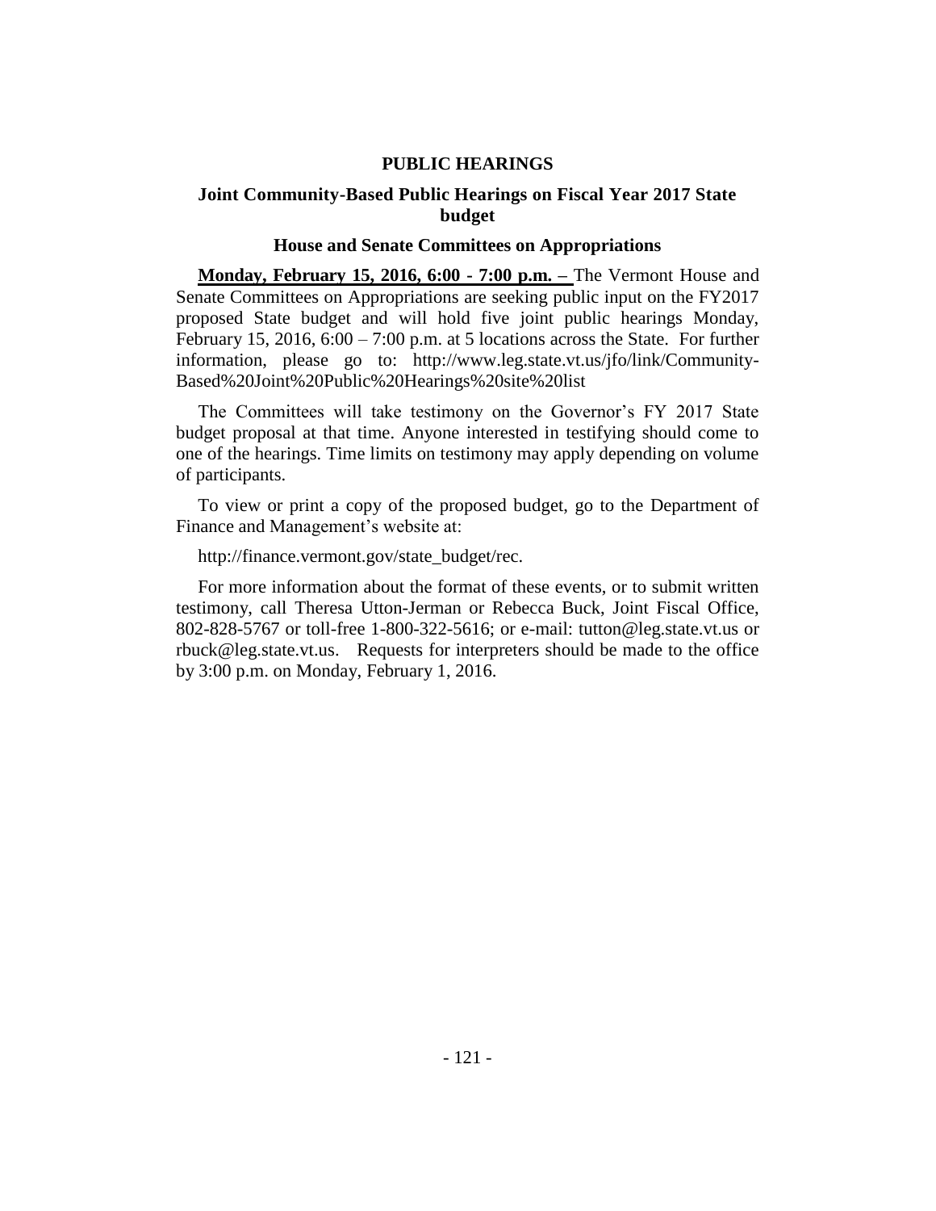## PUBLIC HEARINGS

### Joint Community-Based Public Hearings on Fiscal Year 2017 State budget

### House and Senate Committees on Appropriations

**Monday, February 15, 2016, 6:00 - 7:00 p.m. –** The Vermont House and Senate Committees on Appropriations are seeking public input on the FY2017 proposed State budget and will hold five joint public hearings Monday, February 15, 2016, 6:00 – 7:00 p.m. at 5 locations across the State. For further information, please go to: http://www.leg.state.vt.us/jfo/link/Community-Based%20Joint%20Public%20Hearings%20site%20list

The Committees will take testimony on the Governor's FY 2017 State budget proposal at that time. Anyone interested in testifying should come to one of the hearings. Time limits on testimony may apply depending on volume of participants.

To view or print a copy of the proposed budget, go to the Department of Finance and Management's website at:

http://finance.vermont.gov/state_budget/rec.

For more information about the format of these events, or to submit written testimony, call Theresa Utton-Jerman or Rebecca Buck, Joint Fiscal Office, 802-828-5767 or toll-free 1-800-322-5616; or e-mail: tutton@leg.state.vt.us or rbuck@leg.state.vt.us. Requests for interpreters should be made to the office by 3:00 p.m. on Monday, February 1, 2016.